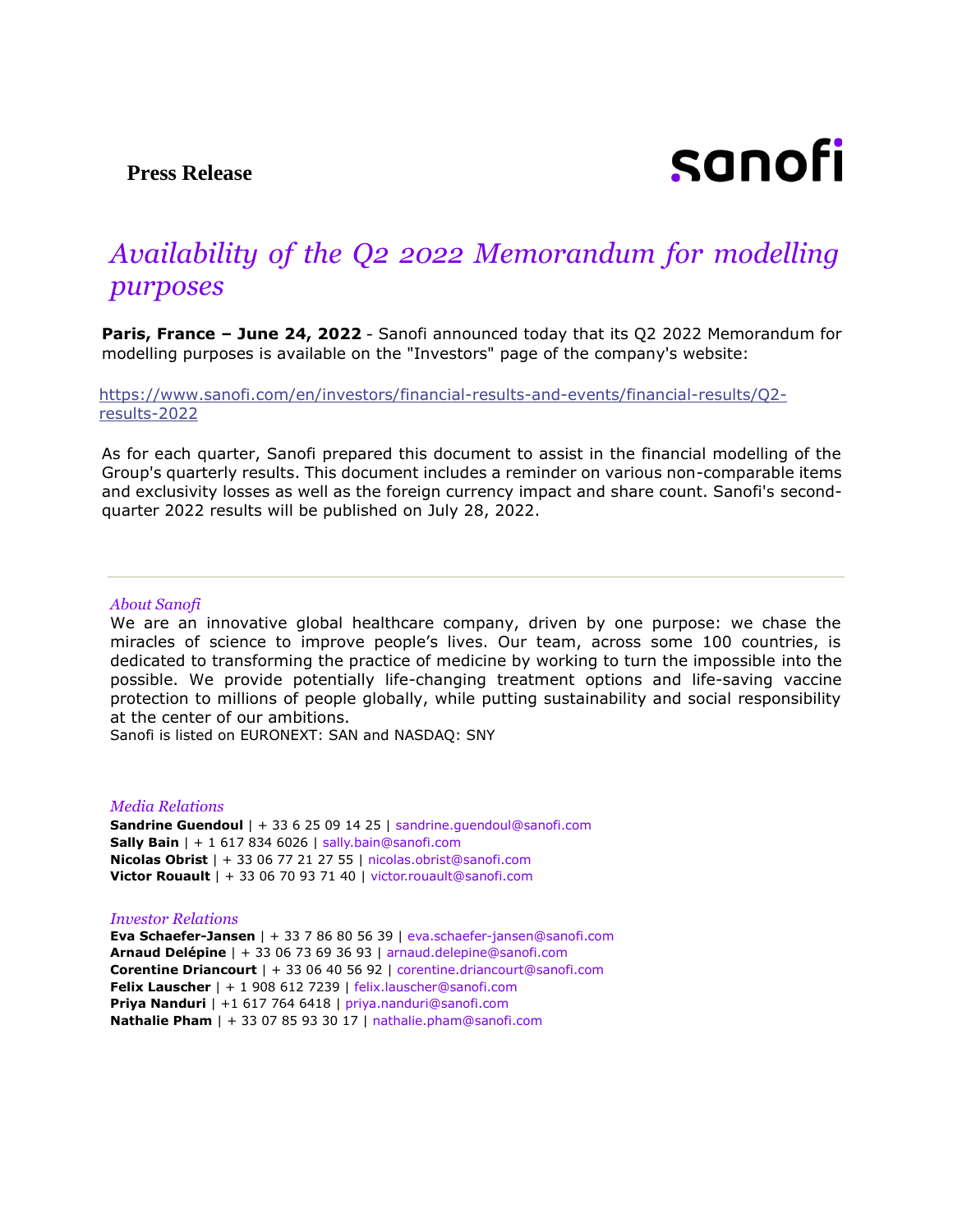**Press Release**

sanofi

# *Availability of the Q2 2022 Memorandum for modelling purposes*

**Paris, France – June 24, 2022** - Sanofi announced today that its Q2 2022 Memorandum for modelling purposes is available on the "Investors" page of the company's website:

https://www.sanofi.com/en/investors/financial-results-and-events/financial-results/Q2-results-2022

As for each quarter, Sanofi prepared this document to assist in the financial modelling of the Group's quarterly results. This document includes a reminder on various non-comparable items and exclusivity losses as well as the foreign currency impact and share count. Sanofi's second-quarter 2022 results will be published on July 28, 2022.

---

*About Sanofi*

We are an innovative global healthcare company, driven by one purpose: we chase the miracles of science to improve people's lives. Our team, across some 100 countries, is dedicated to transforming the practice of medicine by working to turn the impossible into the possible. We provide potentially life-changing treatment options and life-saving vaccine protection to millions of people globally, while putting sustainability and social responsibility at the center of our ambitions.

Sanofi is listed on EURONEXT: SAN and NASDAQ: SNY

*Media Relations*

**Sandrine Guendoul** | + 33 6 25 09 14 25 | sandrine.guendoul@sanofi.com
**Sally Bain** | + 1 617 834 6026 | sally.bain@sanofi.com
**Nicolas Obrist** | + 33 06 77 21 27 55 | nicolas.obrist@sanofi.com
**Victor Rouault** | + 33 06 70 93 71 40 | victor.rouault@sanofi.com

*Investor Relations*

**Eva Schaefer-Jansen** | + 33 7 86 80 56 39 | eva.schaefer-jansen@sanofi.com
**Arnaud Delépine** | + 33 06 73 69 36 93 | arnaud.delepine@sanofi.com
**Corentine Driancourt** | + 33 06 40 56 92 | corentine.driancourt@sanofi.com
**Felix Lauscher** | + 1 908 612 7239 | felix.lauscher@sanofi.com
**Priya Nanduri** | +1 617 764 6418 | priya.nanduri@sanofi.com
**Nathalie Pham** | + 33 07 85 93 30 17 | nathalie.pham@sanofi.com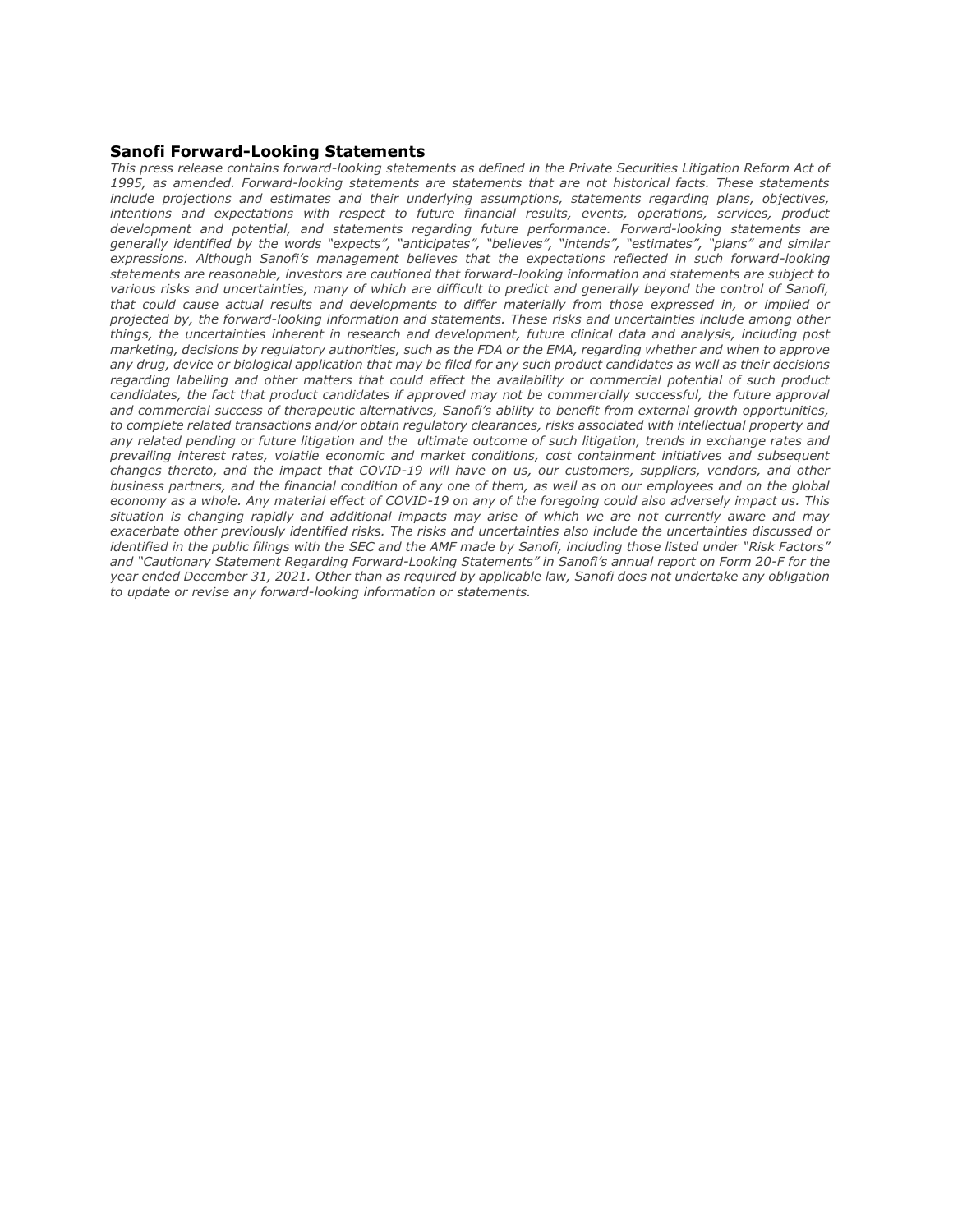## Sanofi Forward-Looking Statements

*This press release contains forward-looking statements as defined in the Private Securities Litigation Reform Act of 1995, as amended. Forward-looking statements are statements that are not historical facts. These statements include projections and estimates and their underlying assumptions, statements regarding plans, objectives, intentions and expectations with respect to future financial results, events, operations, services, product development and potential, and statements regarding future performance. Forward-looking statements are generally identified by the words "expects", "anticipates", "believes", "intends", "estimates", "plans" and similar expressions. Although Sanofi's management believes that the expectations reflected in such forward-looking statements are reasonable, investors are cautioned that forward-looking information and statements are subject to various risks and uncertainties, many of which are difficult to predict and generally beyond the control of Sanofi, that could cause actual results and developments to differ materially from those expressed in, or implied or projected by, the forward-looking information and statements. These risks and uncertainties include among other things, the uncertainties inherent in research and development, future clinical data and analysis, including post marketing, decisions by regulatory authorities, such as the FDA or the EMA, regarding whether and when to approve any drug, device or biological application that may be filed for any such product candidates as well as their decisions regarding labelling and other matters that could affect the availability or commercial potential of such product candidates, the fact that product candidates if approved may not be commercially successful, the future approval and commercial success of therapeutic alternatives, Sanofi's ability to benefit from external growth opportunities, to complete related transactions and/or obtain regulatory clearances, risks associated with intellectual property and any related pending or future litigation and the ultimate outcome of such litigation, trends in exchange rates and prevailing interest rates, volatile economic and market conditions, cost containment initiatives and subsequent changes thereto, and the impact that COVID-19 will have on us, our customers, suppliers, vendors, and other business partners, and the financial condition of any one of them, as well as on our employees and on the global economy as a whole. Any material effect of COVID-19 on any of the foregoing could also adversely impact us. This situation is changing rapidly and additional impacts may arise of which we are not currently aware and may exacerbate other previously identified risks. The risks and uncertainties also include the uncertainties discussed or identified in the public filings with the SEC and the AMF made by Sanofi, including those listed under "Risk Factors" and "Cautionary Statement Regarding Forward-Looking Statements" in Sanofi's annual report on Form 20-F for the year ended December 31, 2021. Other than as required by applicable law, Sanofi does not undertake any obligation to update or revise any forward-looking information or statements.*